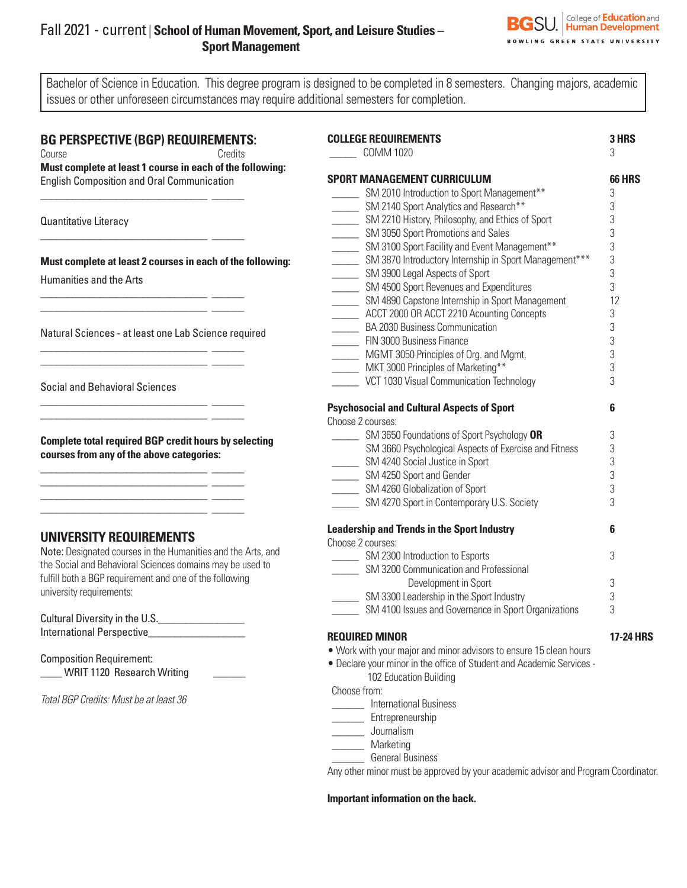# Fall 2021 - current | School of Human Movement, Sport, and Leisure Studies – Sport Management

BGSU. College of Education and Human Development
BOWLING GREEN STATE UNIVERSITY

Bachelor of Science in Education. This degree program is designed to be completed in 8 semesters. Changing majors, academic issues or other unforeseen circumstances may require additional semesters for completion.

## BG PERSPECTIVE (BGP) REQUIREMENTS:

Course — Credits

**Must complete at least 1 course in each of the following:**

English Composition and Oral Communication

_______________________________ ______

Quantitative Literacy

_______________________________ ______

**Must complete at least 2 courses in each of the following:**

Humanities and the Arts

_______________________________ ______
_______________________________ ______

Natural Sciences - at least one Lab Science required

_______________________________ ______
_______________________________ ______

Social and Behavioral Sciences

_______________________________ ______
_______________________________ ______

**Complete total required BGP credit hours by selecting courses from any of the above categories:**

_______________________________ ______
_______________________________ ______
_______________________________ ______
_______________________________ ______

## UNIVERSITY REQUIREMENTS

Note: Designated courses in the Humanities and the Arts, and the Social and Behavioral Sciences domains may be used to fulfill both a BGP requirement and one of the following university requirements:

Cultural Diversity in the U.S.________________
International Perspective_________________

Composition Requirement:
____ WRIT 1120 Research Writing ______

*Total BGP Credits: Must be at least 36*

## COLLEGE REQUIREMENTS — 3 HRS

| | Course | Credits |
|---|---|---|
| _____ | COMM 1020 | 3 |

## SPORT MANAGEMENT CURRICULUM — 66 HRS

| | Course | Credits |
|---|---|---|
| _____ | SM 2010 Introduction to Sport Management** | 3 |
| _____ | SM 2140 Sport Analytics and Research** | 3 |
| _____ | SM 2210 History, Philosophy, and Ethics of Sport | 3 |
| _____ | SM 3050 Sport Promotions and Sales | 3 |
| _____ | SM 3100 Sport Facility and Event Management** | 3 |
| _____ | SM 3870 Introductory Internship in Sport Management*** | 3 |
| _____ | SM 3900 Legal Aspects of Sport | 3 |
| _____ | SM 4500 Sport Revenues and Expenditures | 3 |
| _____ | SM 4890 Capstone Internship in Sport Management | 12 |
| _____ | ACCT 2000 OR ACCT 2210 Acounting Concepts | 3 |
| _____ | BA 2030 Business Communication | 3 |
| _____ | FIN 3000 Business Finance | 3 |
| _____ | MGMT 3050 Principles of Org. and Mgmt. | 3 |
| _____ | MKT 3000 Principles of Marketing** | 3 |
| _____ | VCT 1030 Visual Communication Technology | 3 |

### Psychosocial and Cultural Aspects of Sport — 6

Choose 2 courses:

| | Course | Credits |
|---|---|---|
| _____ | SM 3650 Foundations of Sport Psychology **OR** | 3 |
| | SM 3660 Psychological Aspects of Exercise and Fitness | 3 |
| _____ | SM 4240 Social Justice in Sport | 3 |
| _____ | SM 4250 Sport and Gender | 3 |
| _____ | SM 4260 Globalization of Sport | 3 |
| _____ | SM 4270 Sport in Contemporary U.S. Society | 3 |

### Leadership and Trends in the Sport Industry — 6

Choose 2 courses:

| | Course | Credits |
|---|---|---|
| _____ | SM 2300 Introduction to Esports | 3 |
| _____ | SM 3200 Communication and Professional Development in Sport | 3 |
| _____ | SM 3300 Leadership in the Sport Industry | 3 |
| _____ | SM 4100 Issues and Governance in Sport Organizations | 3 |

## REQUIRED MINOR — 17-24 HRS

- Work with your major and minor advisors to ensure 15 clean hours
- Declare your minor in the office of Student and Academic Services - 102 Education Building

Choose from:

______ International Business
______ Entrepreneurship
______ Journalism
______ Marketing
______ General Business

Any other minor must be approved by your academic advisor and Program Coordinator.

**Important information on the back.**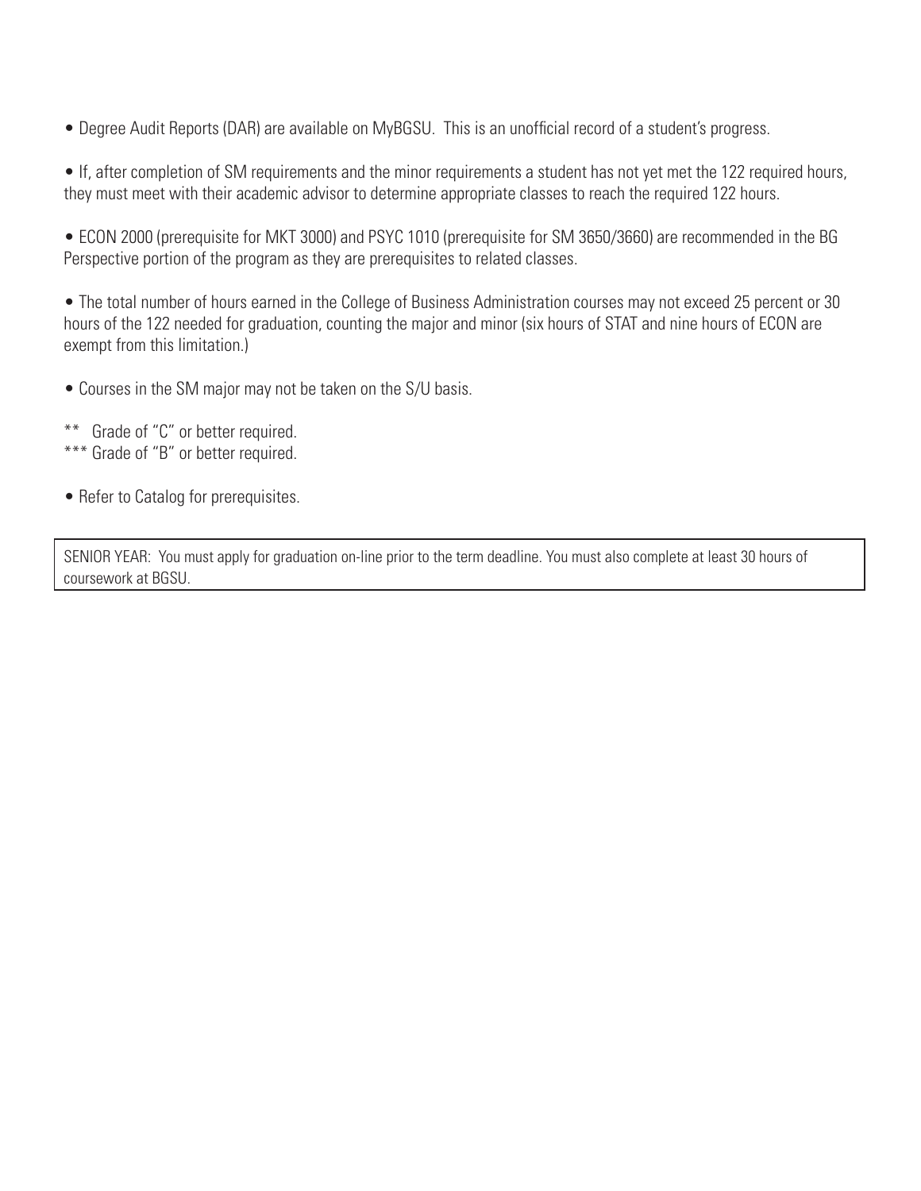- Degree Audit Reports (DAR) are available on MyBGSU. This is an unofficial record of a student's progress.

- If, after completion of SM requirements and the minor requirements a student has not yet met the 122 required hours, they must meet with their academic advisor to determine appropriate classes to reach the required 122 hours.

- ECON 2000 (prerequisite for MKT 3000) and PSYC 1010 (prerequisite for SM 3650/3660) are recommended in the BG Perspective portion of the program as they are prerequisites to related classes.

- The total number of hours earned in the College of Business Administration courses may not exceed 25 percent or 30 hours of the 122 needed for graduation, counting the major and minor (six hours of STAT and nine hours of ECON are exempt from this limitation.)

- Courses in the SM major may not be taken on the S/U basis.

** Grade of "C" or better required.
*** Grade of "B" or better required.

- Refer to Catalog for prerequisites.

SENIOR YEAR: You must apply for graduation on-line prior to the term deadline. You must also complete at least 30 hours of coursework at BGSU.